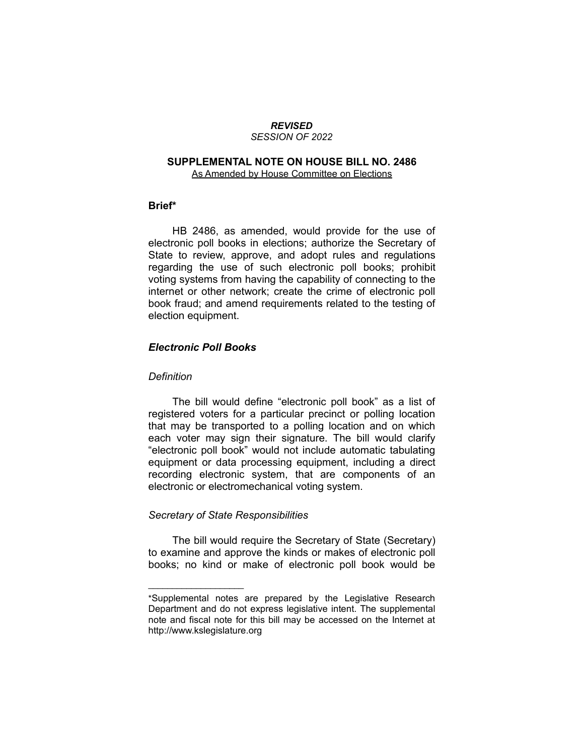***REVISED***
*SESSION OF 2022*

## SUPPLEMENTAL NOTE ON HOUSE BILL NO. 2486

As Amended by House Committee on Elections

### Brief*

HB 2486, as amended, would provide for the use of electronic poll books in elections; authorize the Secretary of State to review, approve, and adopt rules and regulations regarding the use of such electronic poll books; prohibit voting systems from having the capability of connecting to the internet or other network; create the crime of electronic poll book fraud; and amend requirements related to the testing of election equipment.

### *Electronic Poll Books*

#### *Definition*

The bill would define "electronic poll book" as a list of registered voters for a particular precinct or polling location that may be transported to a polling location and on which each voter may sign their signature. The bill would clarify "electronic poll book" would not include automatic tabulating equipment or data processing equipment, including a direct recording electronic system, that are components of an electronic or electromechanical voting system.

#### *Secretary of State Responsibilities*

The bill would require the Secretary of State (Secretary) to examine and approve the kinds or makes of electronic poll books; no kind or make of electronic poll book would be

---

*Supplemental notes are prepared by the Legislative Research Department and do not express legislative intent. The supplemental note and fiscal note for this bill may be accessed on the Internet at http://www.kslegislature.org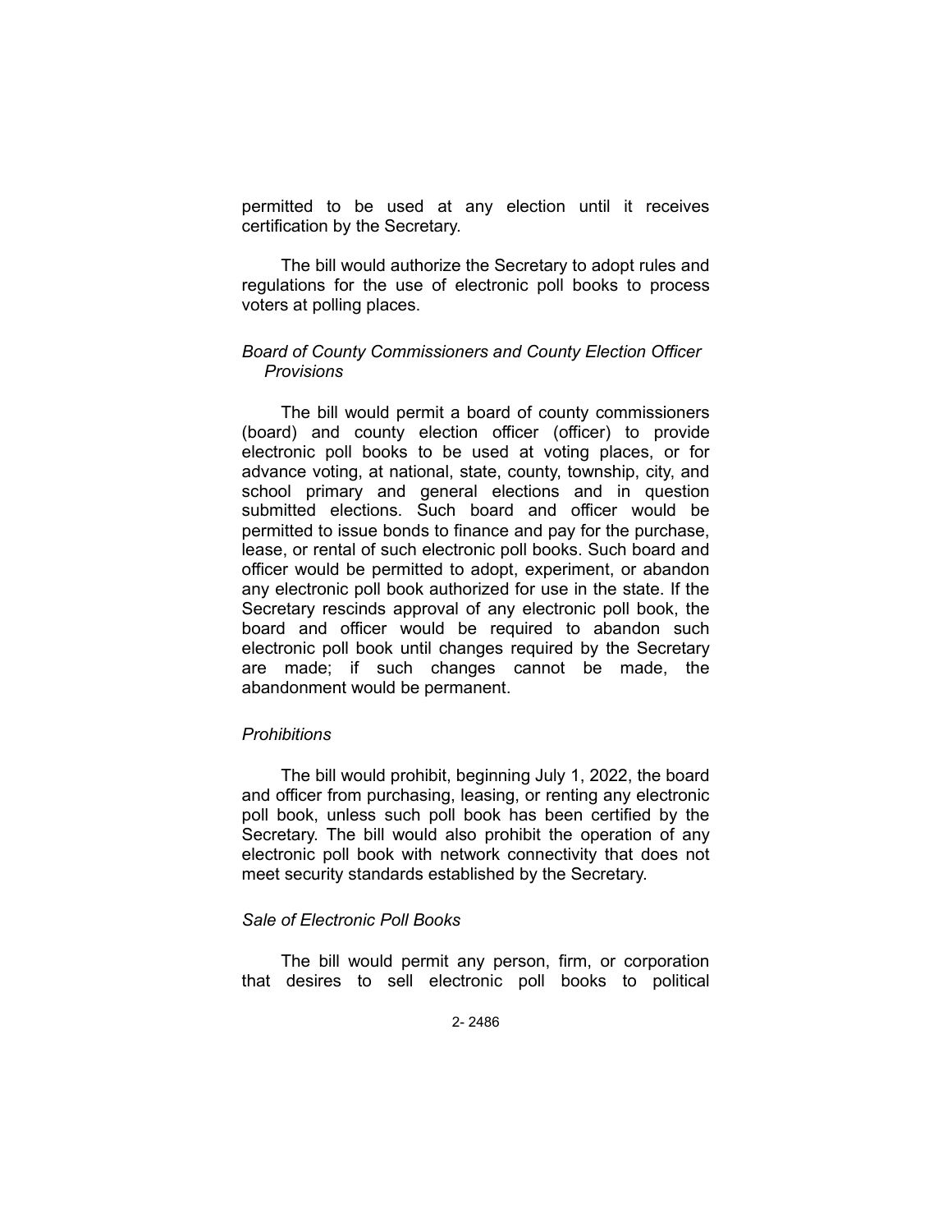permitted to be used at any election until it receives certification by the Secretary.

The bill would authorize the Secretary to adopt rules and regulations for the use of electronic poll books to process voters at polling places.

*Board of County Commissioners and County Election Officer Provisions*

The bill would permit a board of county commissioners (board) and county election officer (officer) to provide electronic poll books to be used at voting places, or for advance voting, at national, state, county, township, city, and school primary and general elections and in question submitted elections. Such board and officer would be permitted to issue bonds to finance and pay for the purchase, lease, or rental of such electronic poll books. Such board and officer would be permitted to adopt, experiment, or abandon any electronic poll book authorized for use in the state. If the Secretary rescinds approval of any electronic poll book, the board and officer would be required to abandon such electronic poll book until changes required by the Secretary are made; if such changes cannot be made, the abandonment would be permanent.

*Prohibitions*

The bill would prohibit, beginning July 1, 2022, the board and officer from purchasing, leasing, or renting any electronic poll book, unless such poll book has been certified by the Secretary. The bill would also prohibit the operation of any electronic poll book with network connectivity that does not meet security standards established by the Secretary.

*Sale of Electronic Poll Books*

The bill would permit any person, firm, or corporation that desires to sell electronic poll books to political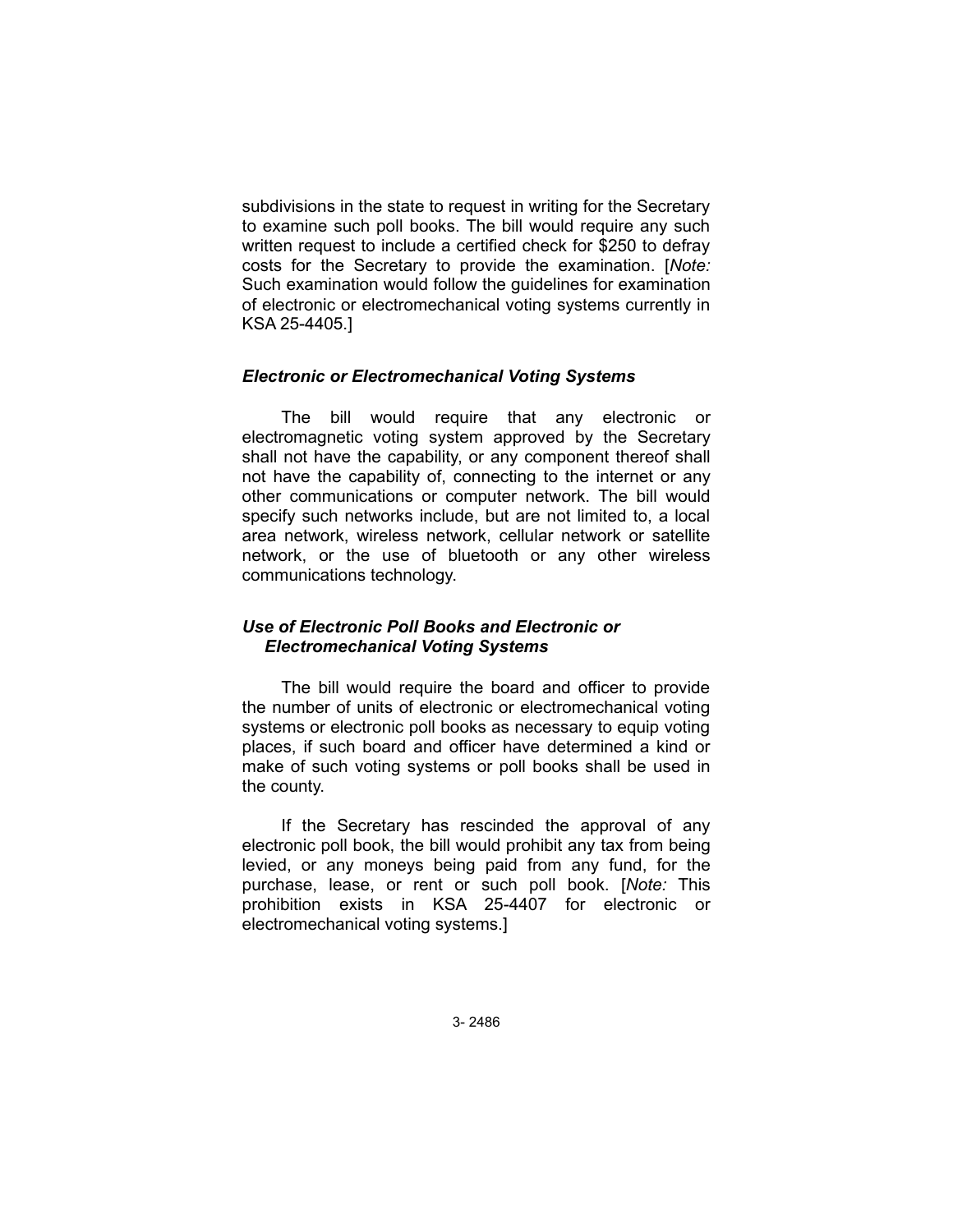subdivisions in the state to request in writing for the Secretary to examine such poll books. The bill would require any such written request to include a certified check for $250 to defray costs for the Secretary to provide the examination. [*Note:* Such examination would follow the guidelines for examination of electronic or electromechanical voting systems currently in KSA 25-4405.]

### *Electronic or Electromechanical Voting Systems*

The bill would require that any electronic or electromagnetic voting system approved by the Secretary shall not have the capability, or any component thereof shall not have the capability of, connecting to the internet or any other communications or computer network. The bill would specify such networks include, but are not limited to, a local area network, wireless network, cellular network or satellite network, or the use of bluetooth or any other wireless communications technology.

### *Use of Electronic Poll Books and Electronic or Electromechanical Voting Systems*

The bill would require the board and officer to provide the number of units of electronic or electromechanical voting systems or electronic poll books as necessary to equip voting places, if such board and officer have determined a kind or make of such voting systems or poll books shall be used in the county.

If the Secretary has rescinded the approval of any electronic poll book, the bill would prohibit any tax from being levied, or any moneys being paid from any fund, for the purchase, lease, or rent or such poll book. [*Note:* This prohibition exists in KSA 25-4407 for electronic or electromechanical voting systems.]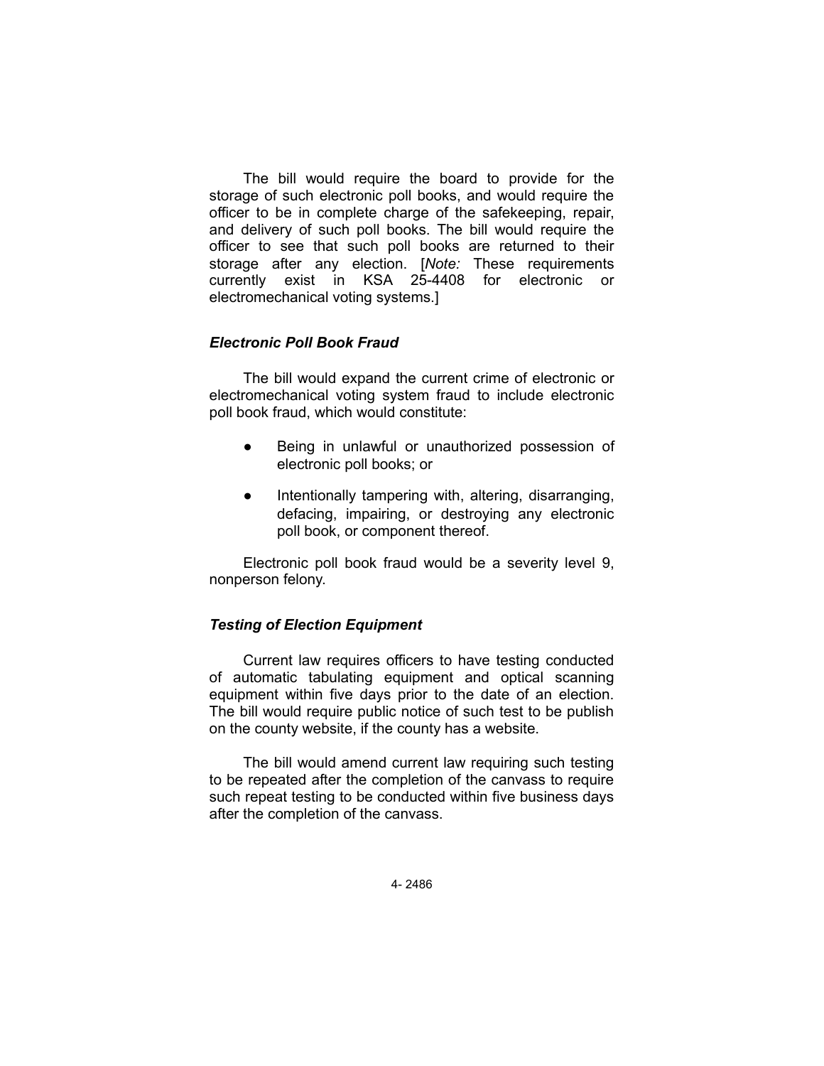The bill would require the board to provide for the storage of such electronic poll books, and would require the officer to be in complete charge of the safekeeping, repair, and delivery of such poll books. The bill would require the officer to see that such poll books are returned to their storage after any election. [*Note:* These requirements currently exist in KSA 25-4408 for electronic or electromechanical voting systems.]

### *Electronic Poll Book Fraud*

The bill would expand the current crime of electronic or electromechanical voting system fraud to include electronic poll book fraud, which would constitute:

- Being in unlawful or unauthorized possession of electronic poll books; or
- Intentionally tampering with, altering, disarranging, defacing, impairing, or destroying any electronic poll book, or component thereof.

Electronic poll book fraud would be a severity level 9, nonperson felony.

### *Testing of Election Equipment*

Current law requires officers to have testing conducted of automatic tabulating equipment and optical scanning equipment within five days prior to the date of an election. The bill would require public notice of such test to be publish on the county website, if the county has a website.

The bill would amend current law requiring such testing to be repeated after the completion of the canvass to require such repeat testing to be conducted within five business days after the completion of the canvass.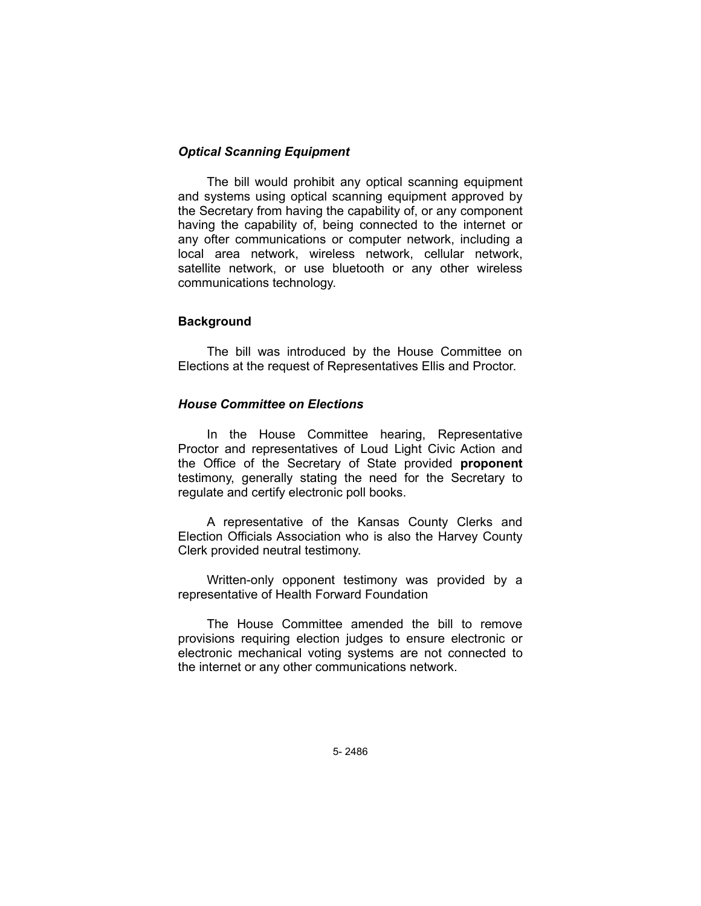### *Optical Scanning Equipment*

The bill would prohibit any optical scanning equipment and systems using optical scanning equipment approved by the Secretary from having the capability of, or any component having the capability of, being connected to the internet or any ofter communications or computer network, including a local area network, wireless network, cellular network, satellite network, or use bluetooth or any other wireless communications technology.

## Background

The bill was introduced by the House Committee on Elections at the request of Representatives Ellis and Proctor.

### *House Committee on Elections*

In the House Committee hearing, Representative Proctor and representatives of Loud Light Civic Action and the Office of the Secretary of State provided **proponent** testimony, generally stating the need for the Secretary to regulate and certify electronic poll books.

A representative of the Kansas County Clerks and Election Officials Association who is also the Harvey County Clerk provided neutral testimony.

Written-only opponent testimony was provided by a representative of Health Forward Foundation

The House Committee amended the bill to remove provisions requiring election judges to ensure electronic or electronic mechanical voting systems are not connected to the internet or any other communications network.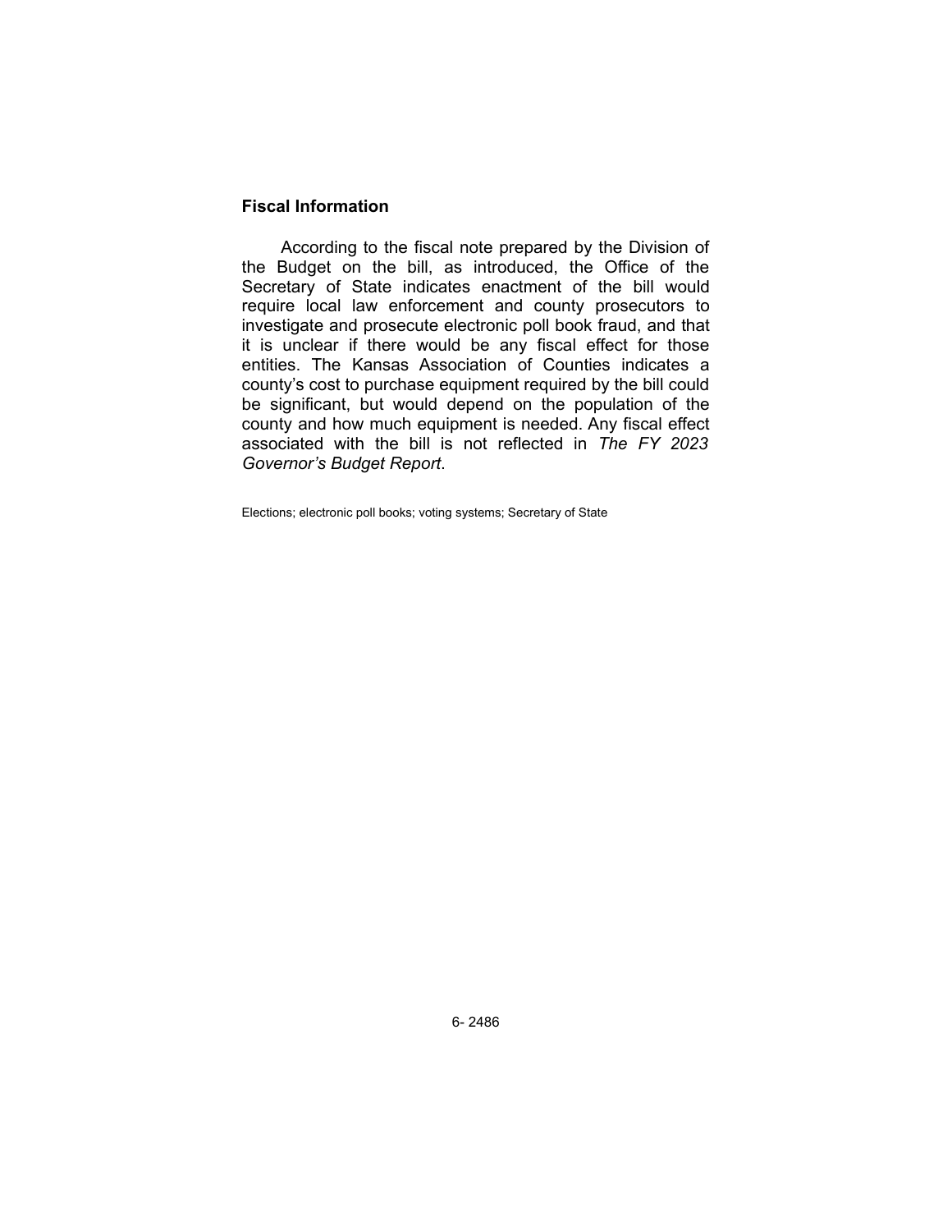## Fiscal Information

According to the fiscal note prepared by the Division of the Budget on the bill, as introduced, the Office of the Secretary of State indicates enactment of the bill would require local law enforcement and county prosecutors to investigate and prosecute electronic poll book fraud, and that it is unclear if there would be any fiscal effect for those entities. The Kansas Association of Counties indicates a county's cost to purchase equipment required by the bill could be significant, but would depend on the population of the county and how much equipment is needed. Any fiscal effect associated with the bill is not reflected in *The FY 2023 Governor's Budget Report*.

Elections; electronic poll books; voting systems; Secretary of State